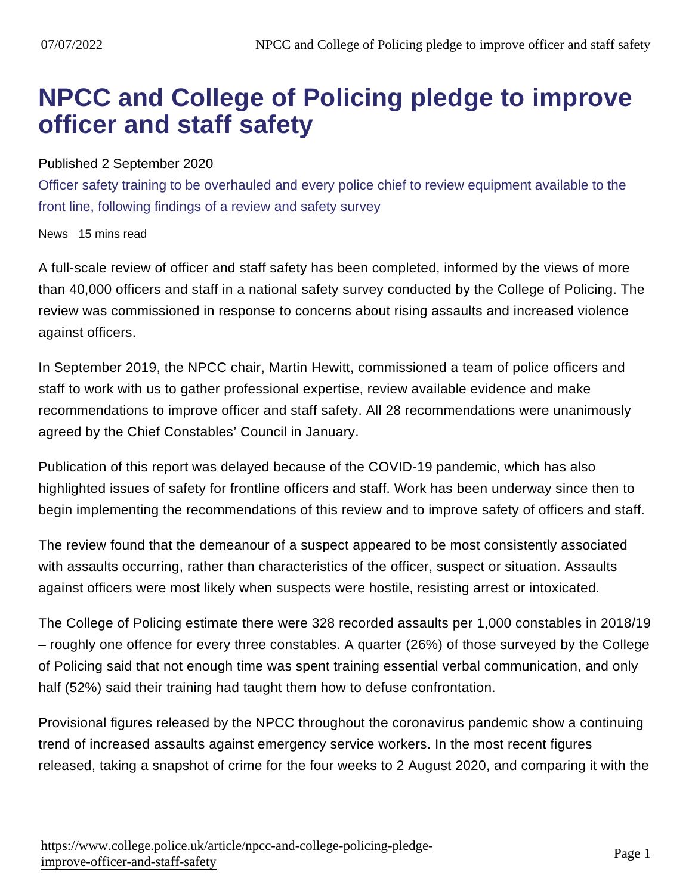# NPCC and College of Policing pledge to improve officer and staff safety

Published 2 September 2020

Officer safety training to be overhauled and every police chief to review equipment available to the front line, following findings of a review and safety survey

News 15 mins read

A full-scale review of officer and staff safety has been completed, informed by the views of more than 40,000 officers and staff in a national safety survey conducted by the College of Policing. The review was commissioned in response to concerns about rising assaults and increased violence against officers.

In September 2019, the NPCC chair, Martin Hewitt, commissioned a team of police officers and staff to work with us to gather professional expertise, review available evidence and make recommendations to improve officer and staff safety. All 28 recommendations were unanimously agreed by the Chief Constables' Council in January.

Publication of this report was delayed because of the COVID-19 pandemic, which has also highlighted issues of safety for frontline officers and staff. Work has been underway since then to begin implementing the recommendations of this review and to improve safety of officers and staff.

The review found that the demeanour of a suspect appeared to be most consistently associated with assaults occurring, rather than characteristics of the officer, suspect or situation. Assaults against officers were most likely when suspects were hostile, resisting arrest or intoxicated.

The College of Policing estimate there were 328 recorded assaults per 1,000 constables in 2018/19 – roughly one offence for every three constables. A quarter (26%) of those surveyed by the College of Policing said that not enough time was spent training essential verbal communication, and only half (52%) said their training had taught them how to defuse confrontation.

Provisional figures released by the NPCC throughout the coronavirus pandemic show a continuing trend of increased assaults against emergency service workers. In the most recent figures released, taking a snapshot of crime for the four weeks to 2 August 2020, and comparing it with the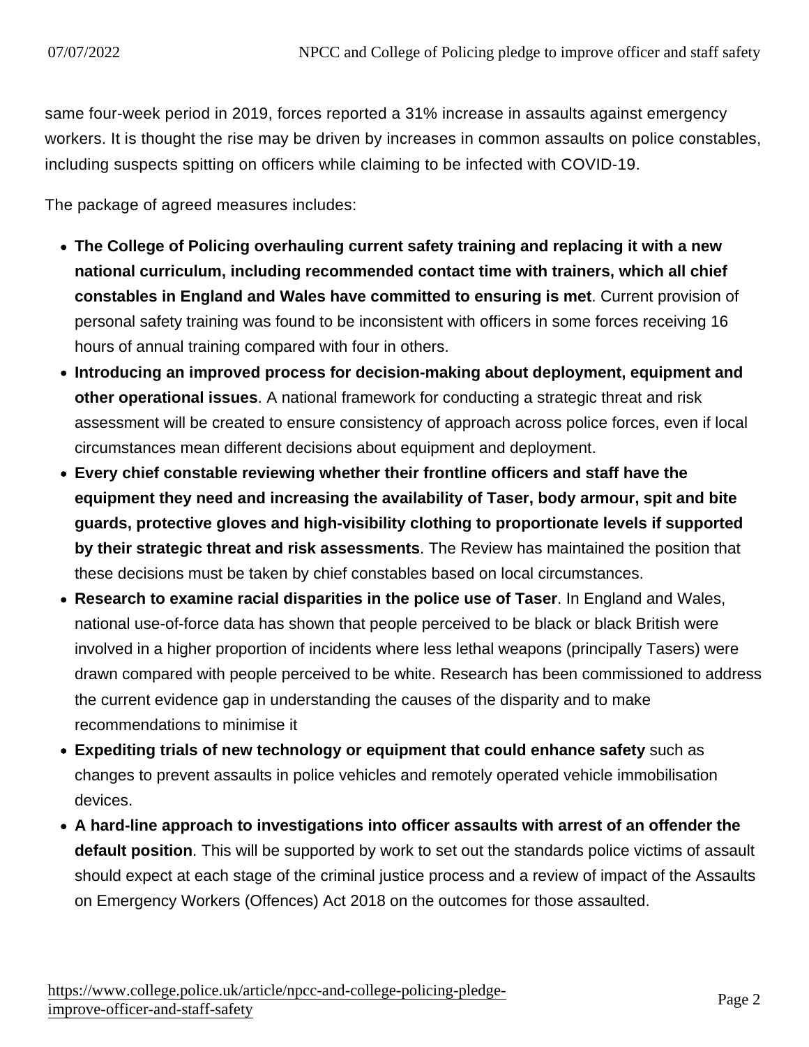same four-week period in 2019, forces reported a 31% increase in assaults against emergency workers. It is thought the rise may be driven by increases in common assaults on police constables, including suspects spitting on officers while claiming to be infected with COVID-19.

The package of agreed measures includes:

- **The College of Policing overhauling current safety training and replacing it with a new national curriculum, including recommended contact time with trainers, which all chief constables in England and Wales have committed to ensuring is met**. Current provision of personal safety training was found to be inconsistent with officers in some forces receiving 16 hours of annual training compared with four in others.
- **Introducing an improved process for decision-making about deployment, equipment and other operational issues**. A national framework for conducting a strategic threat and risk assessment will be created to ensure consistency of approach across police forces, even if local circumstances mean different decisions about equipment and deployment.
- **Every chief constable reviewing whether their frontline officers and staff have the equipment they need and increasing the availability of Taser, body armour, spit and bite guards, protective gloves and high-visibility clothing to proportionate levels if supported by their strategic threat and risk assessments**. The Review has maintained the position that these decisions must be taken by chief constables based on local circumstances.
- **Research to examine racial disparities in the police use of Taser**. In England and Wales, national use-of-force data has shown that people perceived to be black or black British were involved in a higher proportion of incidents where less lethal weapons (principally Tasers) were drawn compared with people perceived to be white. Research has been commissioned to address the current evidence gap in understanding the causes of the disparity and to make recommendations to minimise it
- **Expediting trials of new technology or equipment that could enhance safety** such as changes to prevent assaults in police vehicles and remotely operated vehicle immobilisation devices.
- **A hard-line approach to investigations into officer assaults with arrest of an offender the default position**. This will be supported by work to set out the standards police victims of assault should expect at each stage of the criminal justice process and a review of impact of the Assaults on Emergency Workers (Offences) Act 2018 on the outcomes for those assaulted.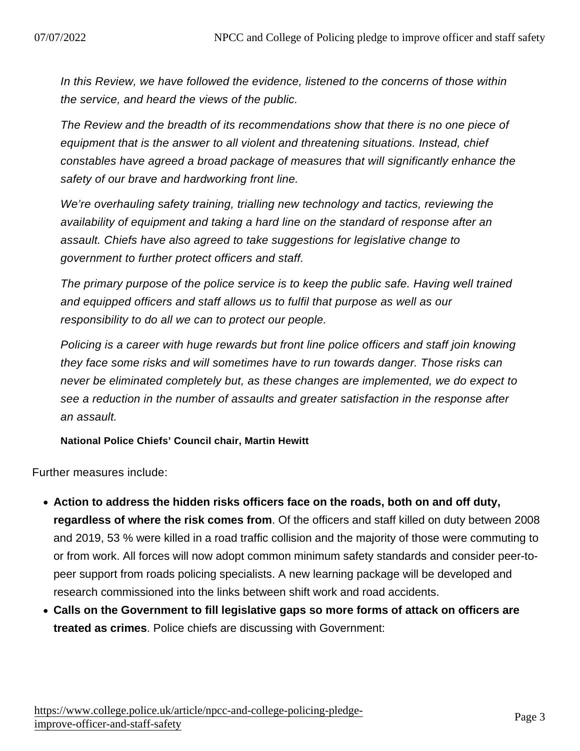*In this Review, we have followed the evidence, listened to the concerns of those within the service, and heard the views of the public.*

*The Review and the breadth of its recommendations show that there is no one piece of equipment that is the answer to all violent and threatening situations. Instead, chief constables have agreed a broad package of measures that will significantly enhance the safety of our brave and hardworking front line.*

*We're overhauling safety training, trialling new technology and tactics, reviewing the availability of equipment and taking a hard line on the standard of response after an assault. Chiefs have also agreed to take suggestions for legislative change to government to further protect officers and staff.*

*The primary purpose of the police service is to keep the public safe. Having well trained and equipped officers and staff allows us to fulfil that purpose as well as our responsibility to do all we can to protect our people.*

*Policing is a career with huge rewards but front line police officers and staff join knowing they face some risks and will sometimes have to run towards danger. Those risks can never be eliminated completely but, as these changes are implemented, we do expect to see a reduction in the number of assaults and greater satisfaction in the response after an assault.*

**National Police Chiefs' Council chair, Martin Hewitt**

Further measures include:

- **Action to address the hidden risks officers face on the roads, both on and off duty, regardless of where the risk comes from**. Of the officers and staff killed on duty between 2008 and 2019, 53 % were killed in a road traffic collision and the majority of those were commuting to or from work. All forces will now adopt common minimum safety standards and consider peer-to-peer support from roads policing specialists. A new learning package will be developed and research commissioned into the links between shift work and road accidents.
- **Calls on the Government to fill legislative gaps so more forms of attack on officers are treated as crimes**. Police chiefs are discussing with Government: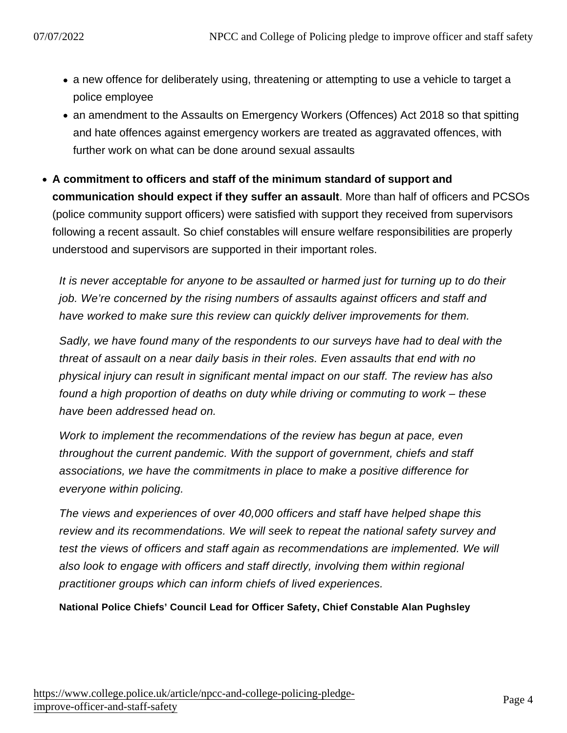- a new offence for deliberately using, threatening or attempting to use a vehicle to target a police employee
    - an amendment to the Assaults on Emergency Workers (Offences) Act 2018 so that spitting and hate offences against emergency workers are treated as aggravated offences, with further work on what can be done around sexual assaults

- **A commitment to officers and staff of the minimum standard of support and communication should expect if they suffer an assault**. More than half of officers and PCSOs (police community support officers) were satisfied with support they received from supervisors following a recent assault. So chief constables will ensure welfare responsibilities are properly understood and supervisors are supported in their important roles.

> *It is never acceptable for anyone to be assaulted or harmed just for turning up to do their job. We're concerned by the rising numbers of assaults against officers and staff and have worked to make sure this review can quickly deliver improvements for them.*
>
> *Sadly, we have found many of the respondents to our surveys have had to deal with the threat of assault on a near daily basis in their roles. Even assaults that end with no physical injury can result in significant mental impact on our staff. The review has also found a high proportion of deaths on duty while driving or commuting to work – these have been addressed head on.*
>
> *Work to implement the recommendations of the review has begun at pace, even throughout the current pandemic. With the support of government, chiefs and staff associations, we have the commitments in place to make a positive difference for everyone within policing.*
>
> *The views and experiences of over 40,000 officers and staff have helped shape this review and its recommendations. We will seek to repeat the national safety survey and test the views of officers and staff again as recommendations are implemented. We will also look to engage with officers and staff directly, involving them within regional practitioner groups which can inform chiefs of lived experiences.*
>
> **National Police Chiefs' Council Lead for Officer Safety, Chief Constable Alan Pughsley**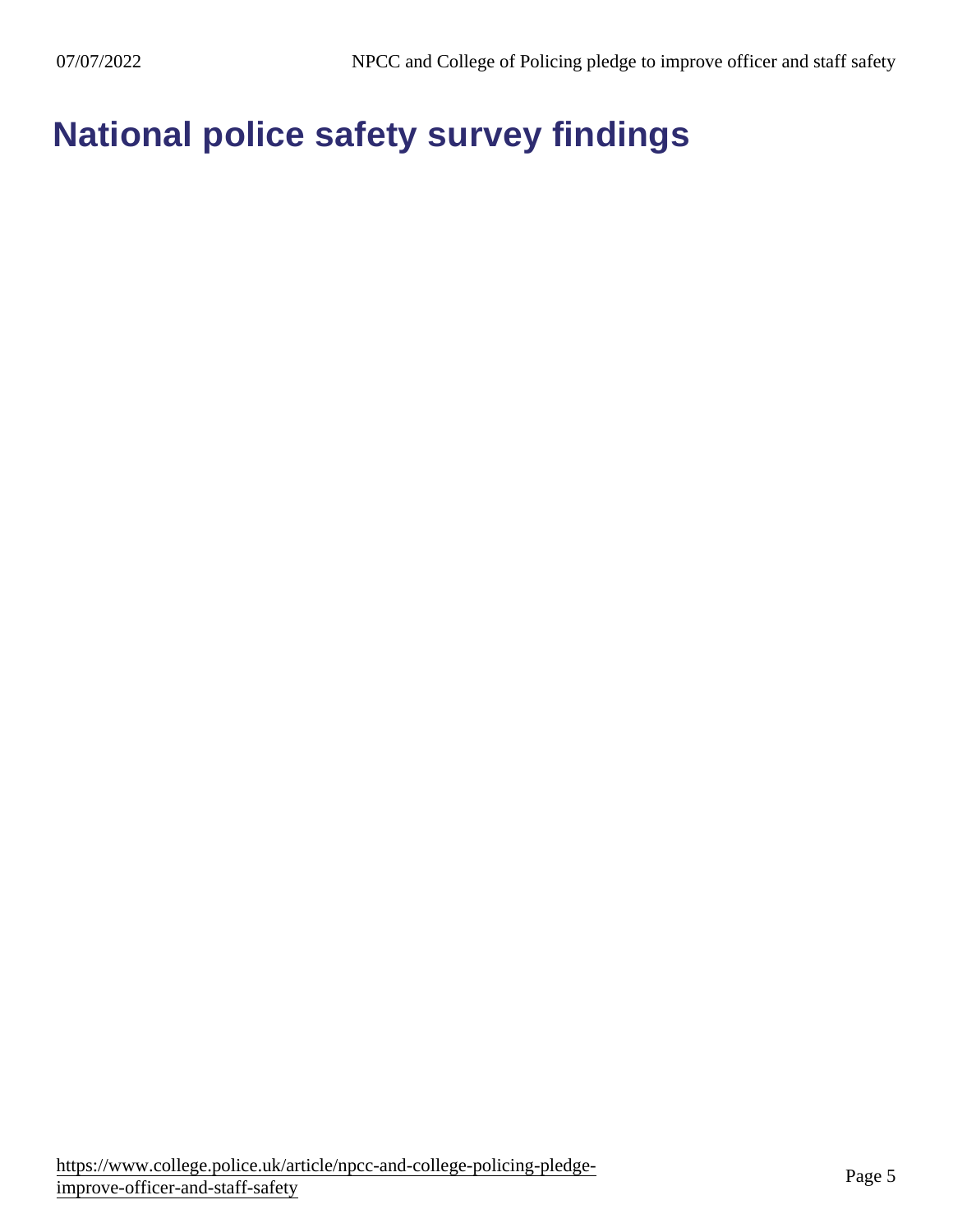# National police safety survey findings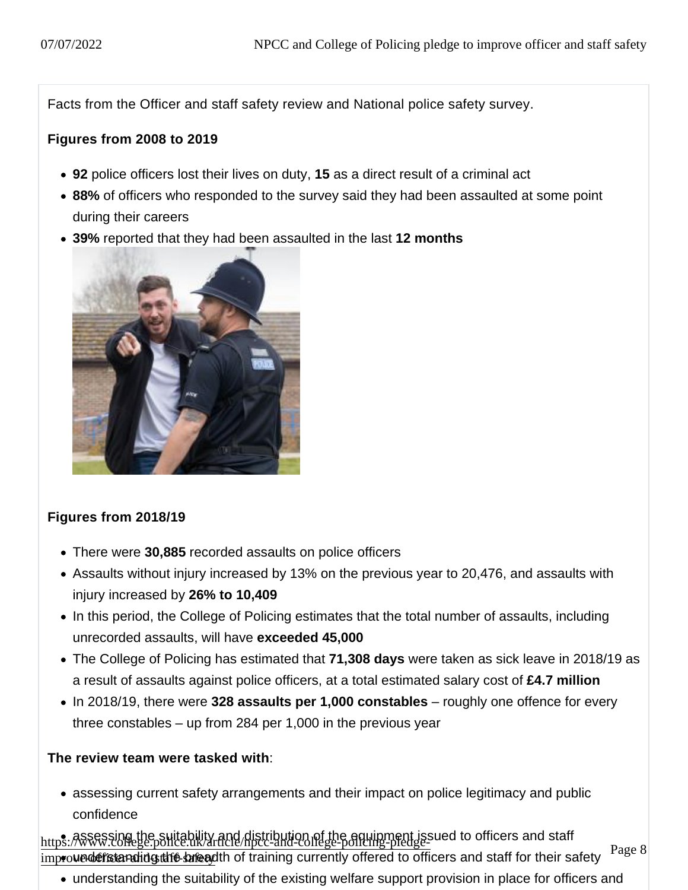Facts from the Officer and staff safety review and National police safety survey.

**Figures from 2008 to 2019**

- **92** police officers lost their lives on duty, **15** as a direct result of a criminal act
- **88%** of officers who responded to the survey said they had been assaulted at some point during their careers
- **39%** reported that they had been assaulted in the last **12 months**

**Figures from 2018/19**

- There were **30,885** recorded assaults on police officers
- Assaults without injury increased by 13% on the previous year to 20,476, and assaults with injury increased by **26% to 10,409**
- In this period, the College of Policing estimates that the total number of assaults, including unrecorded assaults, will have **exceeded 45,000**
- The College of Policing has estimated that **71,308 days** were taken as sick leave in 2018/19 as a result of assaults against police officers, at a total estimated salary cost of **£4.7 million**
- In 2018/19, there were **328 assaults per 1,000 constables** – roughly one offence for every three constables – up from 284 per 1,000 in the previous year

**The review team were tasked with**:

- assessing current safety arrangements and their impact on police legitimacy and public confidence
- assessing the suitability and distribution of the equipment issued to officers and staff
- understanding the breadth of training currently offered to officers and staff for their safety
- understanding the suitability of the existing welfare support provision in place for officers and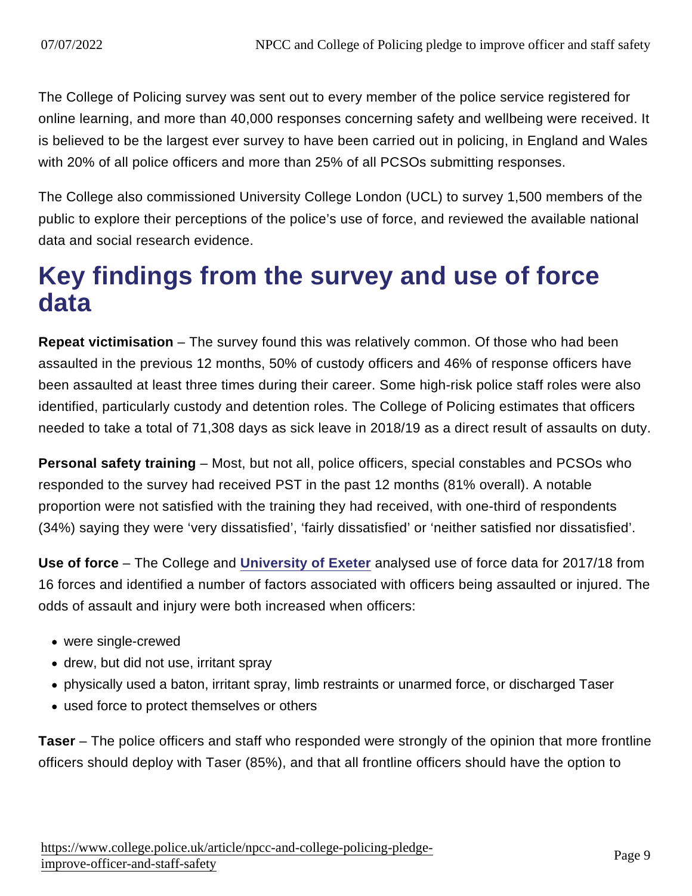The College of Policing survey was sent out to every member of the police service registered for online learning, and more than 40,000 responses concerning safety and wellbeing were received. It is believed to be the largest ever survey to have been carried out in policing, in England and Wales with 20% of all police officers and more than 25% of all PCSOs submitting responses.

The College also commissioned University College London (UCL) to survey 1,500 members of the public to explore their perceptions of the police's use of force, and reviewed the available national data and social research evidence.

## Key findings from the survey and use of force data

**Repeat victimisation** – The survey found this was relatively common. Of those who had been assaulted in the previous 12 months, 50% of custody officers and 46% of response officers have been assaulted at least three times during their career. Some high-risk police staff roles were also identified, particularly custody and detention roles. The College of Policing estimates that officers needed to take a total of 71,308 days as sick leave in 2018/19 as a direct result of assaults on duty.

**Personal safety training** – Most, but not all, police officers, special constables and PCSOs who responded to the survey had received PST in the past 12 months (81% overall). A notable proportion were not satisfied with the training they had received, with one-third of respondents (34%) saying they were 'very dissatisfied', 'fairly dissatisfied' or 'neither satisfied nor dissatisfied'.

**Use of force** – The College and University of Exeter analysed use of force data for 2017/18 from 16 forces and identified a number of factors associated with officers being assaulted or injured. The odds of assault and injury were both increased when officers:

- were single-crewed
- drew, but did not use, irritant spray
- physically used a baton, irritant spray, limb restraints or unarmed force, or discharged Taser
- used force to protect themselves or others

**Taser** – The police officers and staff who responded were strongly of the opinion that more frontline officers should deploy with Taser (85%), and that all frontline officers should have the option to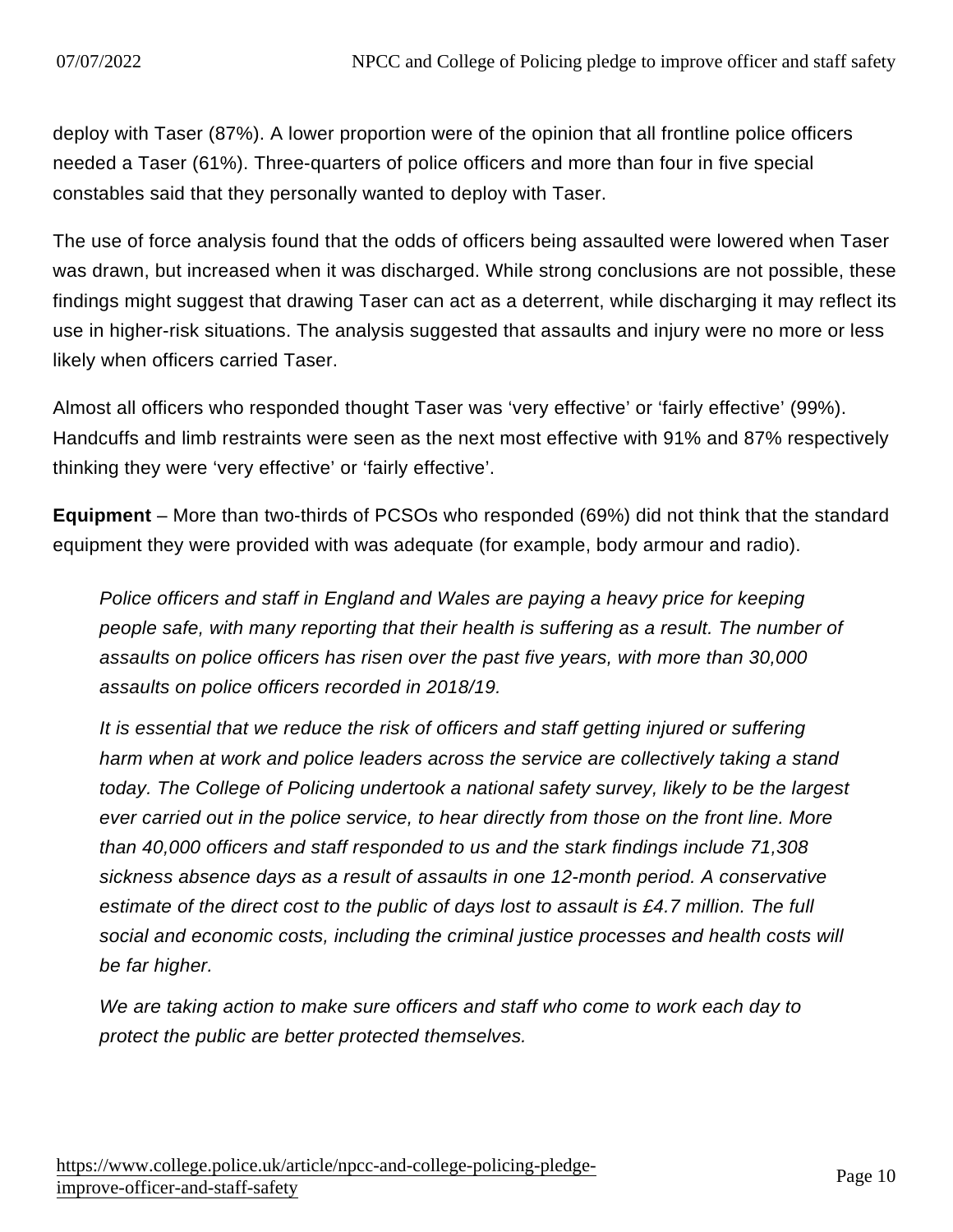deploy with Taser (87%). A lower proportion were of the opinion that all frontline police officers needed a Taser (61%). Three-quarters of police officers and more than four in five special constables said that they personally wanted to deploy with Taser.

The use of force analysis found that the odds of officers being assaulted were lowered when Taser was drawn, but increased when it was discharged. While strong conclusions are not possible, these findings might suggest that drawing Taser can act as a deterrent, while discharging it may reflect its use in higher-risk situations. The analysis suggested that assaults and injury were no more or less likely when officers carried Taser.

Almost all officers who responded thought Taser was 'very effective' or 'fairly effective' (99%). Handcuffs and limb restraints were seen as the next most effective with 91% and 87% respectively thinking they were 'very effective' or 'fairly effective'.

**Equipment** – More than two-thirds of PCSOs who responded (69%) did not think that the standard equipment they were provided with was adequate (for example, body armour and radio).

> *Police officers and staff in England and Wales are paying a heavy price for keeping people safe, with many reporting that their health is suffering as a result. The number of assaults on police officers has risen over the past five years, with more than 30,000 assaults on police officers recorded in 2018/19.*
>
> *It is essential that we reduce the risk of officers and staff getting injured or suffering harm when at work and police leaders across the service are collectively taking a stand today. The College of Policing undertook a national safety survey, likely to be the largest ever carried out in the police service, to hear directly from those on the front line. More than 40,000 officers and staff responded to us and the stark findings include 71,308 sickness absence days as a result of assaults in one 12-month period. A conservative estimate of the direct cost to the public of days lost to assault is £4.7 million. The full social and economic costs, including the criminal justice processes and health costs will be far higher.*
>
> *We are taking action to make sure officers and staff who come to work each day to protect the public are better protected themselves.*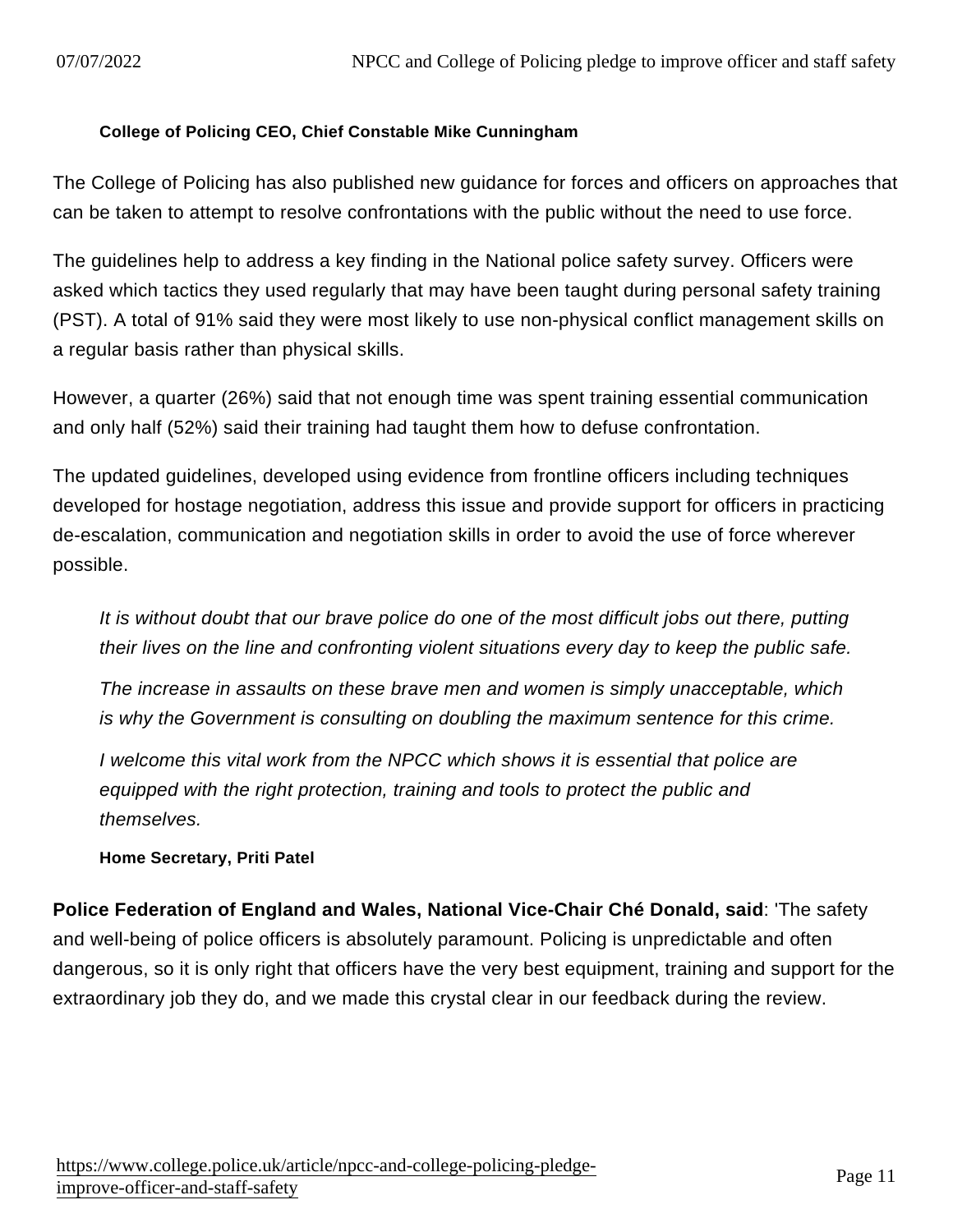**College of Policing CEO, Chief Constable Mike Cunningham**

The College of Policing has also published new guidance for forces and officers on approaches that can be taken to attempt to resolve confrontations with the public without the need to use force.

The guidelines help to address a key finding in the National police safety survey. Officers were asked which tactics they used regularly that may have been taught during personal safety training (PST). A total of 91% said they were most likely to use non-physical conflict management skills on a regular basis rather than physical skills.

However, a quarter (26%) said that not enough time was spent training essential communication and only half (52%) said their training had taught them how to defuse confrontation.

The updated guidelines, developed using evidence from frontline officers including techniques developed for hostage negotiation, address this issue and provide support for officers in practicing de-escalation, communication and negotiation skills in order to avoid the use of force wherever possible.

> *It is without doubt that our brave police do one of the most difficult jobs out there, putting their lives on the line and confronting violent situations every day to keep the public safe.*
>
> *The increase in assaults on these brave men and women is simply unacceptable, which is why the Government is consulting on doubling the maximum sentence for this crime.*
>
> *I welcome this vital work from the NPCC which shows it is essential that police are equipped with the right protection, training and tools to protect the public and themselves.*
>
> **Home Secretary, Priti Patel**

**Police Federation of England and Wales, National Vice-Chair Ché Donald, said**: 'The safety and well-being of police officers is absolutely paramount. Policing is unpredictable and often dangerous, so it is only right that officers have the very best equipment, training and support for the extraordinary job they do, and we made this crystal clear in our feedback during the review.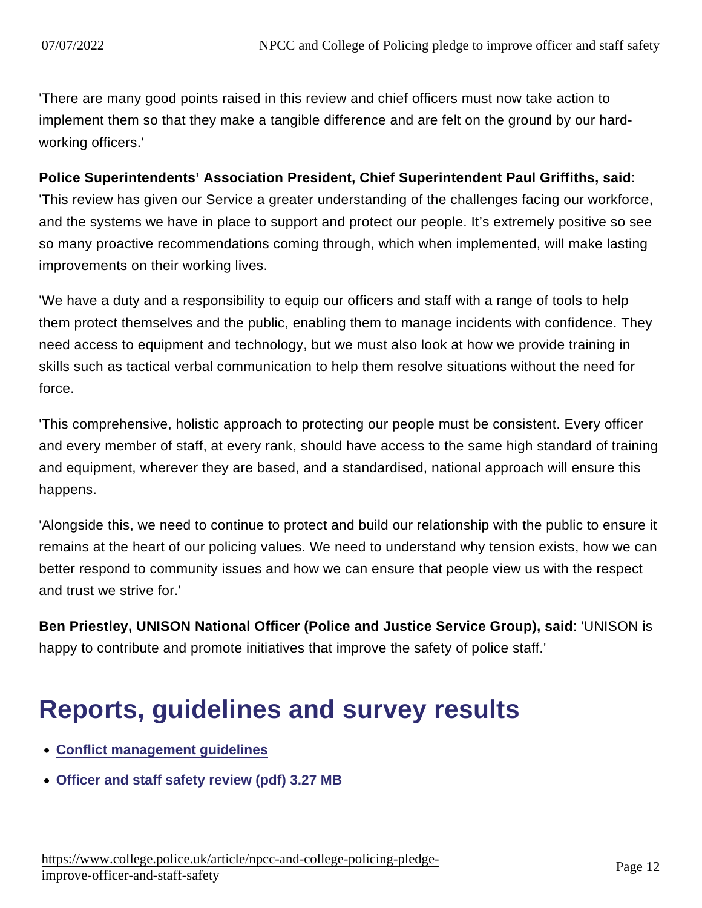'There are many good points raised in this review and chief officers must now take action to implement them so that they make a tangible difference and are felt on the ground by our hard-working officers.'

**Police Superintendents' Association President, Chief Superintendent Paul Griffiths, said**: 'This review has given our Service a greater understanding of the challenges facing our workforce, and the systems we have in place to support and protect our people. It's extremely positive so see so many proactive recommendations coming through, which when implemented, will make lasting improvements on their working lives.

'We have a duty and a responsibility to equip our officers and staff with a range of tools to help them protect themselves and the public, enabling them to manage incidents with confidence. They need access to equipment and technology, but we must also look at how we provide training in skills such as tactical verbal communication to help them resolve situations without the need for force.

'This comprehensive, holistic approach to protecting our people must be consistent. Every officer and every member of staff, at every rank, should have access to the same high standard of training and equipment, wherever they are based, and a standardised, national approach will ensure this happens.

'Alongside this, we need to continue to protect and build our relationship with the public to ensure it remains at the heart of our policing values. We need to understand why tension exists, how we can better respond to community issues and how we can ensure that people view us with the respect and trust we strive for.'

**Ben Priestley, UNISON National Officer (Police and Justice Service Group), said**: 'UNISON is happy to contribute and promote initiatives that improve the safety of police staff.'

## Reports, guidelines and survey results

- Conflict management guidelines
- Officer and staff safety review (pdf) 3.27 MB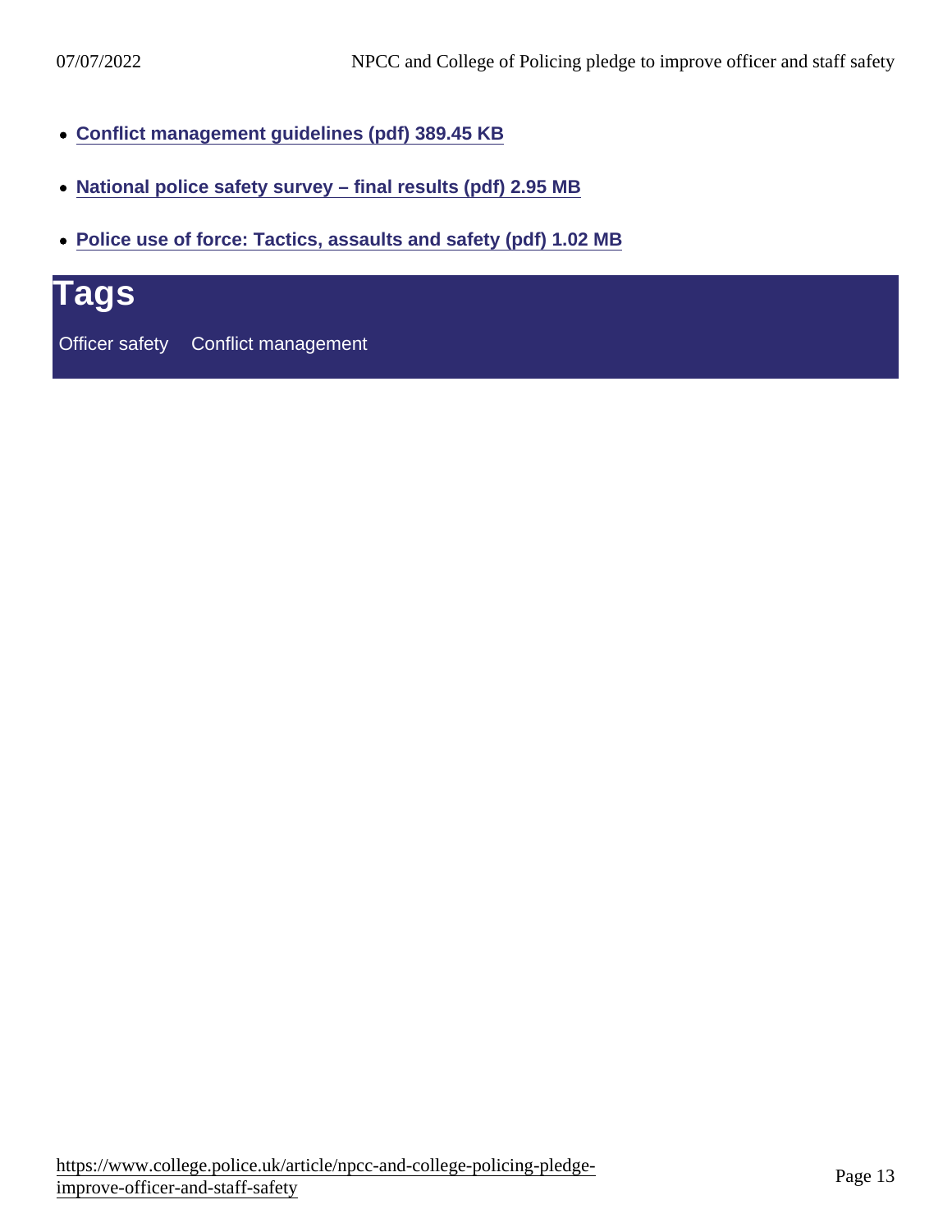- **Conflict management guidelines (pdf) 389.45 KB**
- **National police safety survey – final results (pdf) 2.95 MB**
- **Police use of force: Tactics, assaults and safety (pdf) 1.02 MB**

# Tags

Officer safety   Conflict management